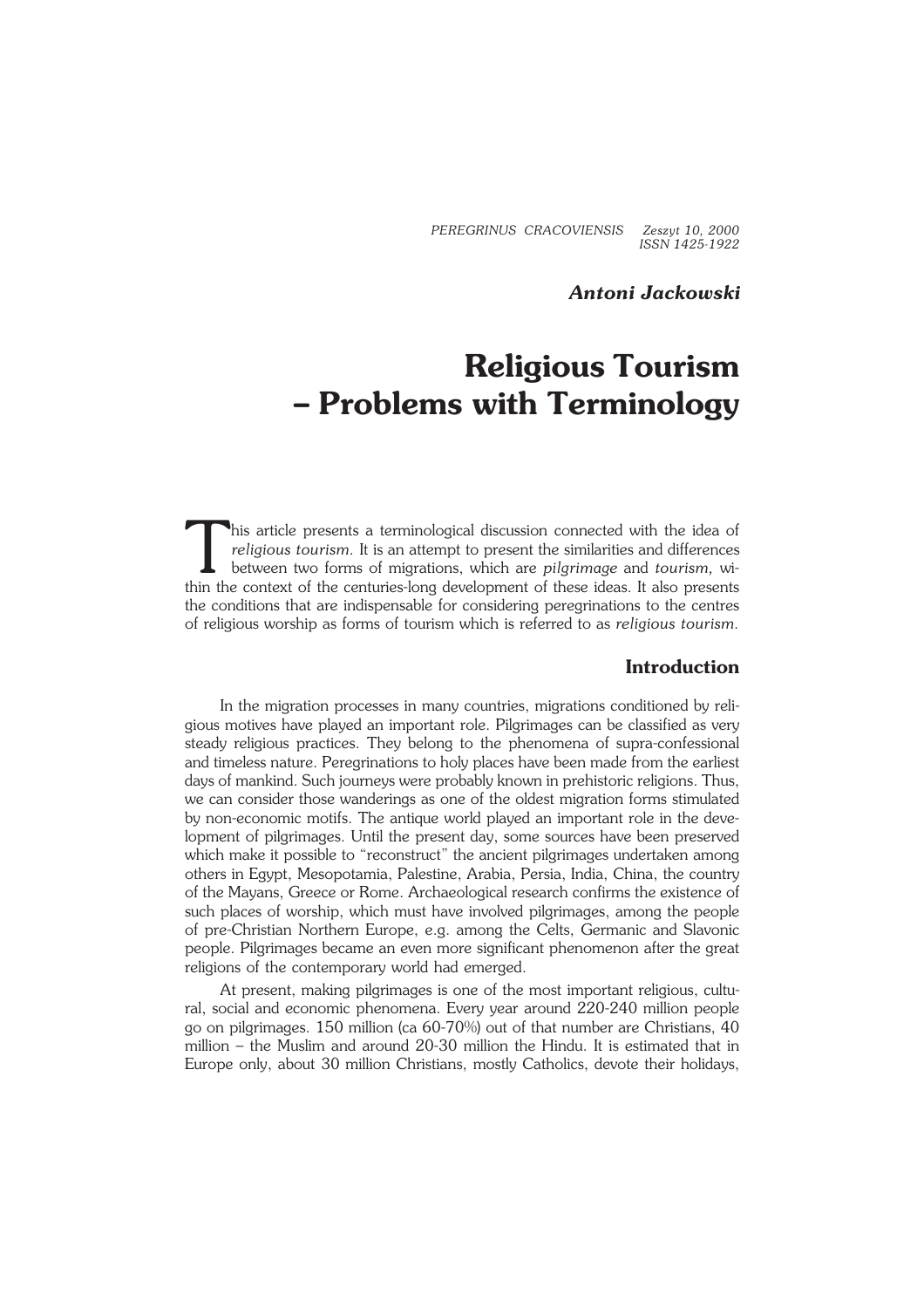*Antoni Jackowski*

# Religious Tourism – Problems with Terminology

This article presents a terminological discussion connected with the idea of *religious tourism*. It is an attempt to present the similarities and differences between two forms of migrations, which are *pilgrimage* and *tourism*, within the context of the centuries-long development of these ideas. It also presents the conditions that are indispensable for considering peregrinations to the centres of religious worship as forms of tourism which is referred to as *religious tourism*.

## Introduction

In the migration processes in many countries, migrations conditioned by religious motives have played an important role. Pilgrimages can be classified as very steady religious practices. They belong to the phenomena of supra-confessional and timeless nature. Peregrinations to holy places have been made from the earliest days of mankind. Such journeys were probably known in prehistoric religions. Thus, we can consider those wanderings as one of the oldest migration forms stimulated by non-economic motifs. The antique world played an important role in the development of pilgrimages. Until the present day, some sources have been preserved which make it possible to "reconstruct" the ancient pilgrimages undertaken among others in Egypt, Mesopotamia, Palestine, Arabia, Persia, India, China, the country of the Mayans, Greece or Rome. Archaeological research confirms the existence of such places of worship, which must have involved pilgrimages, among the people of pre-Christian Northern Europe, e.g. among the Celts, Germanic and Slavonic people. Pilgrimages became an even more significant phenomenon after the great religions of the contemporary world had emerged.

At present, making pilgrimages is one of the most important religious, cultural, social and economic phenomena. Every year around 220-240 million people go on pilgrimages. 150 million (ca 60-70%) out of that number are Christians, 40 million – the Muslim and around 20-30 million the Hindu. It is estimated that in Europe only, about 30 million Christians, mostly Catholics, devote their holidays,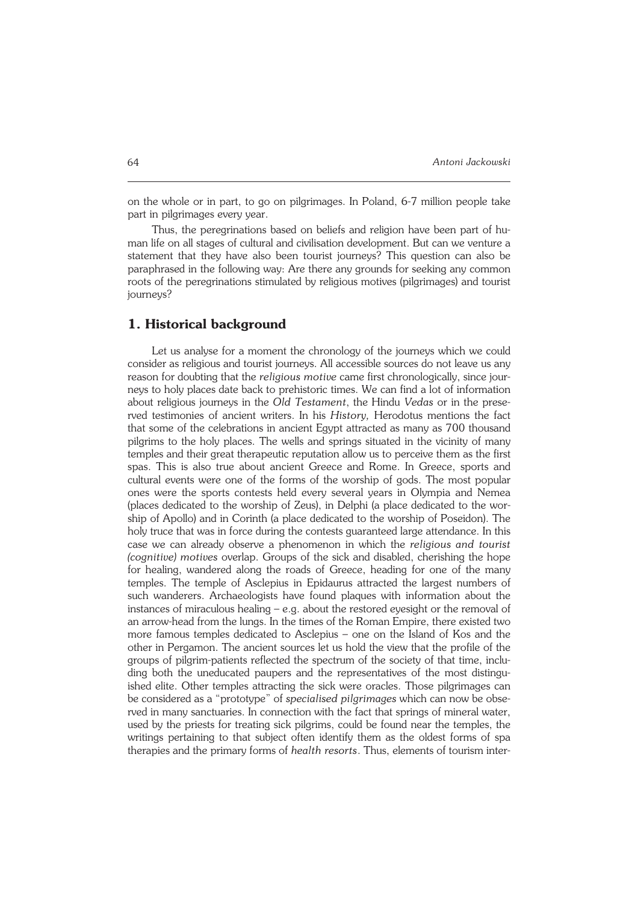on the whole or in part, to go on pilgrimages. In Poland, 6-7 million people take part in pilgrimages every year.

Thus, the peregrinations based on beliefs and religion have been part of human life on all stages of cultural and civilisation development. But can we venture a statement that they have also been tourist journeys? This question can also be paraphrased in the following way: Are there any grounds for seeking any common roots of the peregrinations stimulated by religious motives (pilgrimages) and tourist journeys?

## 1. Historical background

Let us analyse for a moment the chronology of the journeys which we could consider as religious and tourist journeys. All accessible sources do not leave us any reason for doubting that the *religious motive* came first chronologically, since journeys to holy places date back to prehistoric times. We can find a lot of information about religious journeys in the *Old Testament*, the Hindu *Vedas* or in the preserved testimonies of ancient writers. In his *History,* Herodotus mentions the fact that some of the celebrations in ancient Egypt attracted as many as 700 thousand pilgrims to the holy places. The wells and springs situated in the vicinity of many temples and their great therapeutic reputation allow us to perceive them as the first spas. This is also true about ancient Greece and Rome. In Greece, sports and cultural events were one of the forms of the worship of gods. The most popular ones were the sports contests held every several years in Olympia and Nemea (places dedicated to the worship of Zeus), in Delphi (a place dedicated to the worship of Apollo) and in Corinth (a place dedicated to the worship of Poseidon). The holy truce that was in force during the contests guaranteed large attendance. In this case we can already observe a phenomenon in which the *religious and tourist (cognitive) motives* overlap. Groups of the sick and disabled, cherishing the hope for healing, wandered along the roads of Greece, heading for one of the many temples. The temple of Asclepius in Epidaurus attracted the largest numbers of such wanderers. Archaeologists have found plaques with information about the instances of miraculous healing – e.g. about the restored eyesight or the removal of an arrow-head from the lungs. In the times of the Roman Empire, there existed two more famous temples dedicated to Asclepius – one on the Island of Kos and the other in Pergamon. The ancient sources let us hold the view that the profile of the groups of pilgrim-patients reflected the spectrum of the society of that time, including both the uneducated paupers and the representatives of the most distinguished elite. Other temples attracting the sick were oracles. Those pilgrimages can be considered as a "prototype" of *specialised pilgrimages* which can now be observed in many sanctuaries. In connection with the fact that springs of mineral water, used by the priests for treating sick pilgrims, could be found near the temples, the writings pertaining to that subject often identify them as the oldest forms of spa therapies and the primary forms of *health resorts*. Thus, elements of tourism inter-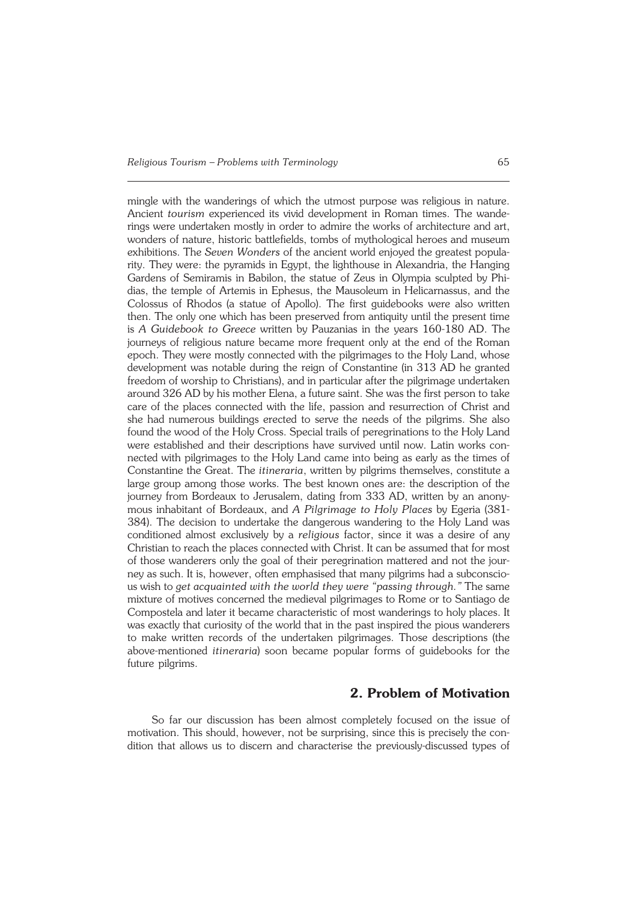mingle with the wanderings of which the utmost purpose was religious in nature. Ancient *tourism* experienced its vivid development in Roman times. The wanderings were undertaken mostly in order to admire the works of architecture and art, wonders of nature, historic battlefields, tombs of mythological heroes and museum exhibitions. The *Seven Wonders* of the ancient world enjoyed the greatest popularity. They were: the pyramids in Egypt, the lighthouse in Alexandria, the Hanging Gardens of Semiramis in Babilon, the statue of Zeus in Olympia sculpted by Phidias, the temple of Artemis in Ephesus, the Mausoleum in Helicarnassus, and the Colossus of Rhodos (a statue of Apollo). The first guidebooks were also written then. The only one which has been preserved from antiquity until the present time is *A Guidebook to Greece* written by Pauzanias in the years 160-180 AD. The journeys of religious nature became more frequent only at the end of the Roman epoch. They were mostly connected with the pilgrimages to the Holy Land, whose development was notable during the reign of Constantine (in 313 AD he granted freedom of worship to Christians), and in particular after the pilgrimage undertaken around 326 AD by his mother Elena, a future saint. She was the first person to take care of the places connected with the life, passion and resurrection of Christ and she had numerous buildings erected to serve the needs of the pilgrims. She also found the wood of the Holy Cross. Special trails of peregrinations to the Holy Land were established and their descriptions have survived until now. Latin works connected with pilgrimages to the Holy Land came into being as early as the times of Constantine the Great. The *itineraria*, written by pilgrims themselves, constitute a large group among those works. The best known ones are: the description of the journey from Bordeaux to Jerusalem, dating from 333 AD, written by an anonymous inhabitant of Bordeaux, and *A Pilgrimage to Holy Places* by Egeria (381-384). The decision to undertake the dangerous wandering to the Holy Land was conditioned almost exclusively by a *religious* factor, since it was a desire of any Christian to reach the places connected with Christ. It can be assumed that for most of those wanderers only the goal of their peregrination mattered and not the journey as such. It is, however, often emphasised that many pilgrims had a subconscious wish to *get acquainted with the world they were "passing through."* The same mixture of motives concerned the medieval pilgrimages to Rome or to Santiago de Compostela and later it became characteristic of most wanderings to holy places. It was exactly that curiosity of the world that in the past inspired the pious wanderers to make written records of the undertaken pilgrimages. Those descriptions (the above-mentioned *itineraria*) soon became popular forms of guidebooks for the future pilgrims.

## 2. Problem of Motivation

So far our discussion has been almost completely focused on the issue of motivation. This should, however, not be surprising, since this is precisely the condition that allows us to discern and characterise the previously-discussed types of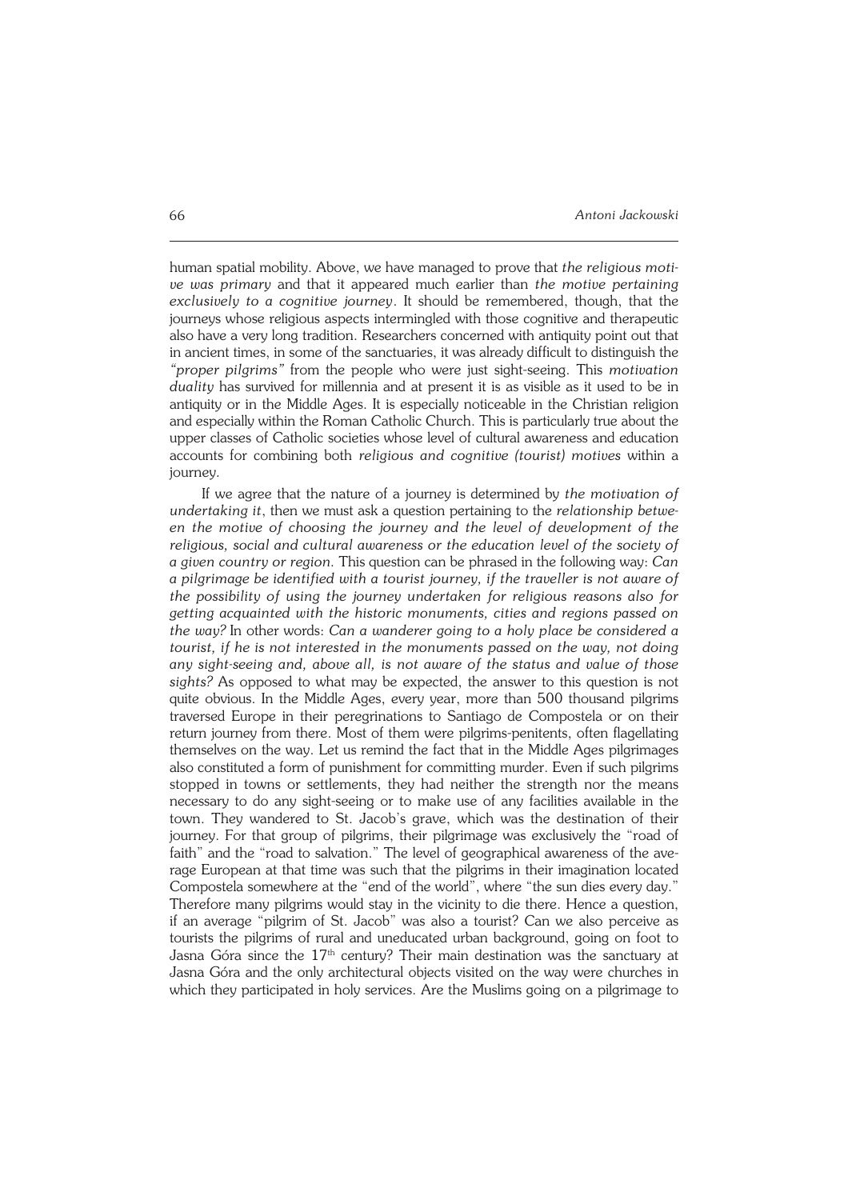human spatial mobility. Above, we have managed to prove that *the religious motive was primary* and that it appeared much earlier than *the motive pertaining exclusively to a cognitive journey*. It should be remembered, though, that the journeys whose religious aspects intermingled with those cognitive and therapeutic also have a very long tradition. Researchers concerned with antiquity point out that in ancient times, in some of the sanctuaries, it was already difficult to distinguish the *"proper pilgrims"* from the people who were just sight-seeing. This *motivation duality* has survived for millennia and at present it is as visible as it used to be in antiquity or in the Middle Ages. It is especially noticeable in the Christian religion and especially within the Roman Catholic Church. This is particularly true about the upper classes of Catholic societies whose level of cultural awareness and education accounts for combining both *religious and cognitive (tourist) motives* within a journey.

If we agree that the nature of a journey is determined by *the motivation of undertaking it*, then we must ask a question pertaining to the *relationship between the motive of choosing the journey and the level of development of the religious, social and cultural awareness or the education level of the society of a given country or region*. This question can be phrased in the following way: *Can a pilgrimage be identified with a tourist journey, if the traveller is not aware of the possibility of using the journey undertaken for religious reasons also for getting acquainted with the historic monuments, cities and regions passed on the way?* In other words: *Can a wanderer going to a holy place be considered a tourist, if he is not interested in the monuments passed on the way, not doing any sight-seeing and, above all, is not aware of the status and value of those sights?* As opposed to what may be expected, the answer to this question is not quite obvious. In the Middle Ages, every year, more than 500 thousand pilgrims traversed Europe in their peregrinations to Santiago de Compostela or on their return journey from there. Most of them were pilgrims-penitents, often flagellating themselves on the way. Let us remind the fact that in the Middle Ages pilgrimages also constituted a form of punishment for committing murder. Even if such pilgrims stopped in towns or settlements, they had neither the strength nor the means necessary to do any sight-seeing or to make use of any facilities available in the town. They wandered to St. Jacob's grave, which was the destination of their journey. For that group of pilgrims, their pilgrimage was exclusively the "road of faith" and the "road to salvation." The level of geographical awareness of the average European at that time was such that the pilgrims in their imagination located Compostela somewhere at the "end of the world", where "the sun dies every day." Therefore many pilgrims would stay in the vicinity to die there. Hence a question, if an average "pilgrim of St. Jacob" was also a tourist? Can we also perceive as tourists the pilgrims of rural and uneducated urban background, going on foot to Jasna Góra since the 17th century? Their main destination was the sanctuary at Jasna Góra and the only architectural objects visited on the way were churches in which they participated in holy services. Are the Muslims going on a pilgrimage to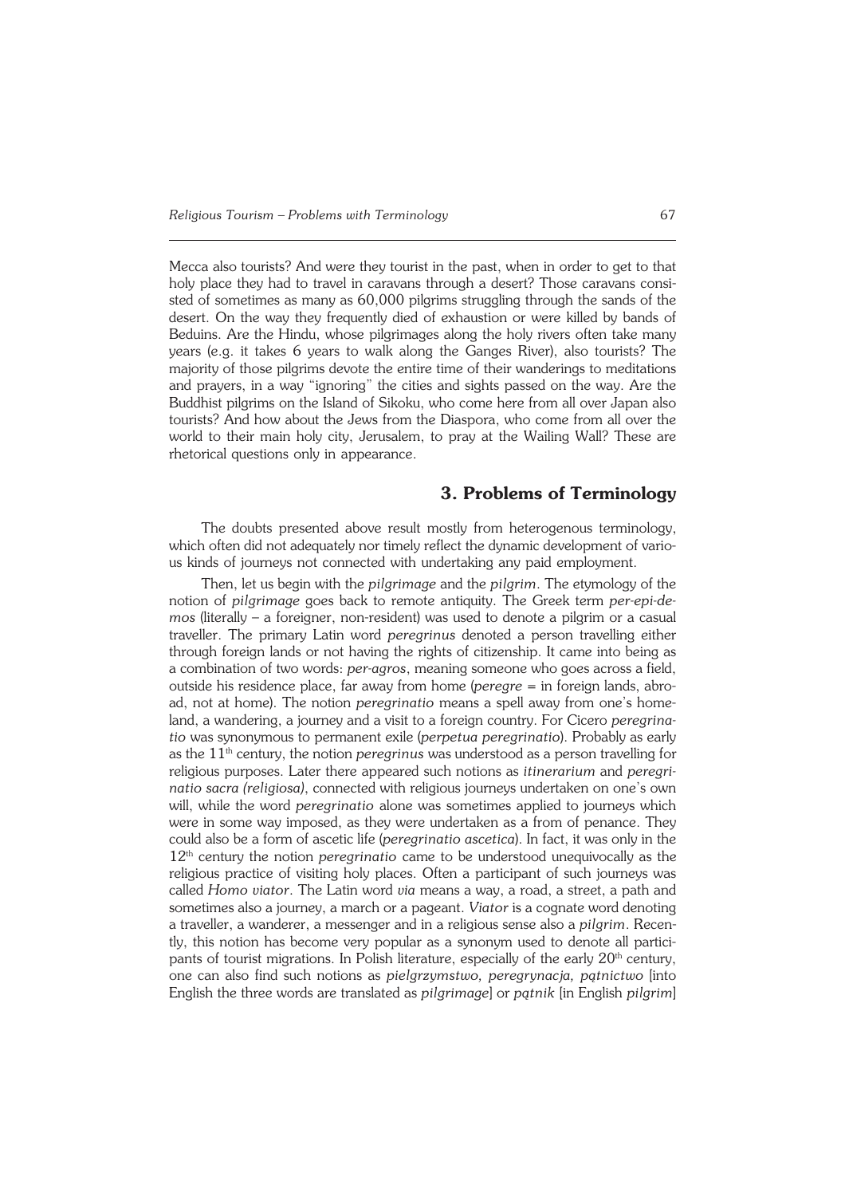Mecca also tourists? And were they tourist in the past, when in order to get to that holy place they had to travel in caravans through a desert? Those caravans consisted of sometimes as many as 60,000 pilgrims struggling through the sands of the desert. On the way they frequently died of exhaustion or were killed by bands of Beduins. Are the Hindu, whose pilgrimages along the holy rivers often take many years (e.g. it takes 6 years to walk along the Ganges River), also tourists? The majority of those pilgrims devote the entire time of their wanderings to meditations and prayers, in a way "ignoring" the cities and sights passed on the way. Are the Buddhist pilgrims on the Island of Sikoku, who come here from all over Japan also tourists? And how about the Jews from the Diaspora, who come from all over the world to their main holy city, Jerusalem, to pray at the Wailing Wall? These are rhetorical questions only in appearance.

## 3. Problems of Terminology

The doubts presented above result mostly from heterogenous terminology, which often did not adequately nor timely reflect the dynamic development of various kinds of journeys not connected with undertaking any paid employment.

Then, let us begin with the *pilgrimage* and the *pilgrim*. The etymology of the notion of *pilgrimage* goes back to remote antiquity. The Greek term *per-epi-demos* (literally – a foreigner, non-resident) was used to denote a pilgrim or a casual traveller. The primary Latin word *peregrinus* denoted a person travelling either through foreign lands or not having the rights of citizenship. It came into being as a combination of two words: *per-agros*, meaning someone who goes across a field, outside his residence place, far away from home (*peregre* = in foreign lands, abroad, not at home). The notion *peregrinatio* means a spell away from one's homeland, a wandering, a journey and a visit to a foreign country. For Cicero *peregrinatio* was synonymous to permanent exile (*perpetua peregrinatio*). Probably as early as the 11th century, the notion *peregrinus* was understood as a person travelling for religious purposes. Later there appeared such notions as *itinerarium* and *peregrinatio sacra (religiosa)*, connected with religious journeys undertaken on one's own will, while the word *peregrinatio* alone was sometimes applied to journeys which were in some way imposed, as they were undertaken as a from of penance. They could also be a form of ascetic life (*peregrinatio ascetica*). In fact, it was only in the 12th century the notion *peregrinatio* came to be understood unequivocally as the religious practice of visiting holy places. Often a participant of such journeys was called *Homo viator*. The Latin word *via* means a way, a road, a street, a path and sometimes also a journey, a march or a pageant. *Viator* is a cognate word denoting a traveller, a wanderer, a messenger and in a religious sense also a *pilgrim*. Recently, this notion has become very popular as a synonym used to denote all participants of tourist migrations. In Polish literature, especially of the early 20th century, one can also find such notions as *pielgrzymstwo, peregrynacja, pątnictwo* [into English the three words are translated as *pilgrimage*] or *pątnik* [in English *pilgrim*]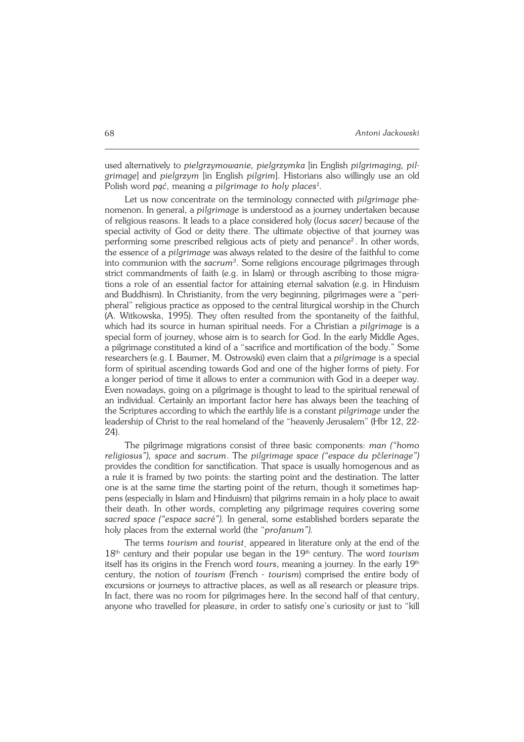used alternatively to *pielgrzymowanie, pielgrzymka* [in English *pilgrimaging, pilgrimage*] and *pielgrzym* [in English *pilgrim*]. Historians also willingly use an old Polish word *pąć*, meaning *a pilgrimage to holy places*[1].

Let us now concentrate on the terminology connected with *pilgrimage* phenomenon. In general, a *pilgrimage* is understood as a journey undertaken because of religious reasons. It leads to a place considered holy (*locus sacer)* because of the special activity of God or deity there. The ultimate objective of that journey was performing some prescribed religious acts of piety and penance[2]. In other words, the essence of a *pilgrimage* was always related to the desire of the faithful to come into communion with the *sacrum*[3]. Some religions encourage pilgrimages through strict commandments of faith (e.g. in Islam) or through ascribing to those migrations a role of an essential factor for attaining eternal salvation (e.g. in Hinduism and Buddhism). In Christianity, from the very beginning, pilgrimages were a "peripheral" religious practice as opposed to the central liturgical worship in the Church (A. Witkowska, 1995). They often resulted from the spontaneity of the faithful, which had its source in human spiritual needs. For a Christian a *pilgrimage* is a special form of journey, whose aim is to search for God. In the early Middle Ages, a pilgrimage constituted a kind of a "sacrifice and mortification of the body." Some researchers (e.g. I. Baumer, M. Ostrowski) even claim that a *pilgrimage* is a special form of spiritual ascending towards God and one of the higher forms of piety. For a longer period of time it allows to enter a communion with God in a deeper way. Even nowadays, going on a pilgrimage is thought to lead to the spiritual renewal of an individual. Certainly an important factor here has always been the teaching of the Scriptures according to which the earthly life is a constant *pilgrimage* under the leadership of Christ to the real homeland of the "heavenly Jerusalem" (Hbr 12, 22-24).

The pilgrimage migrations consist of three basic components: *man ("homo religiosus"), space* and *sacrum*. The *pilgrimage space ("espace du pčlerinage")* provides the condition for sanctification. That space is usually homogenous and as a rule it is framed by two points: the starting point and the destination. The latter one is at the same time the starting point of the return, though it sometimes happens (especially in Islam and Hinduism) that pilgrims remain in a holy place to await their death. In other words, completing any pilgrimage requires covering some *sacred space ("espace sacré").* In general, some established borders separate the holy places from the external world (the "*profanum").*

The terms *tourism* and *tourist*¸ appeared in literature only at the end of the 18th century and their popular use began in the 19th century. The word *tourism* itself has its origins in the French word *tours*, meaning a journey. In the early 19th century, the notion of *tourism* (French - *tourism*) comprised the entire body of excursions or journeys to attractive places, as well as all research or pleasure trips. In fact, there was no room for pilgrimages here. In the second half of that century, anyone who travelled for pleasure, in order to satisfy one's curiosity or just to "kill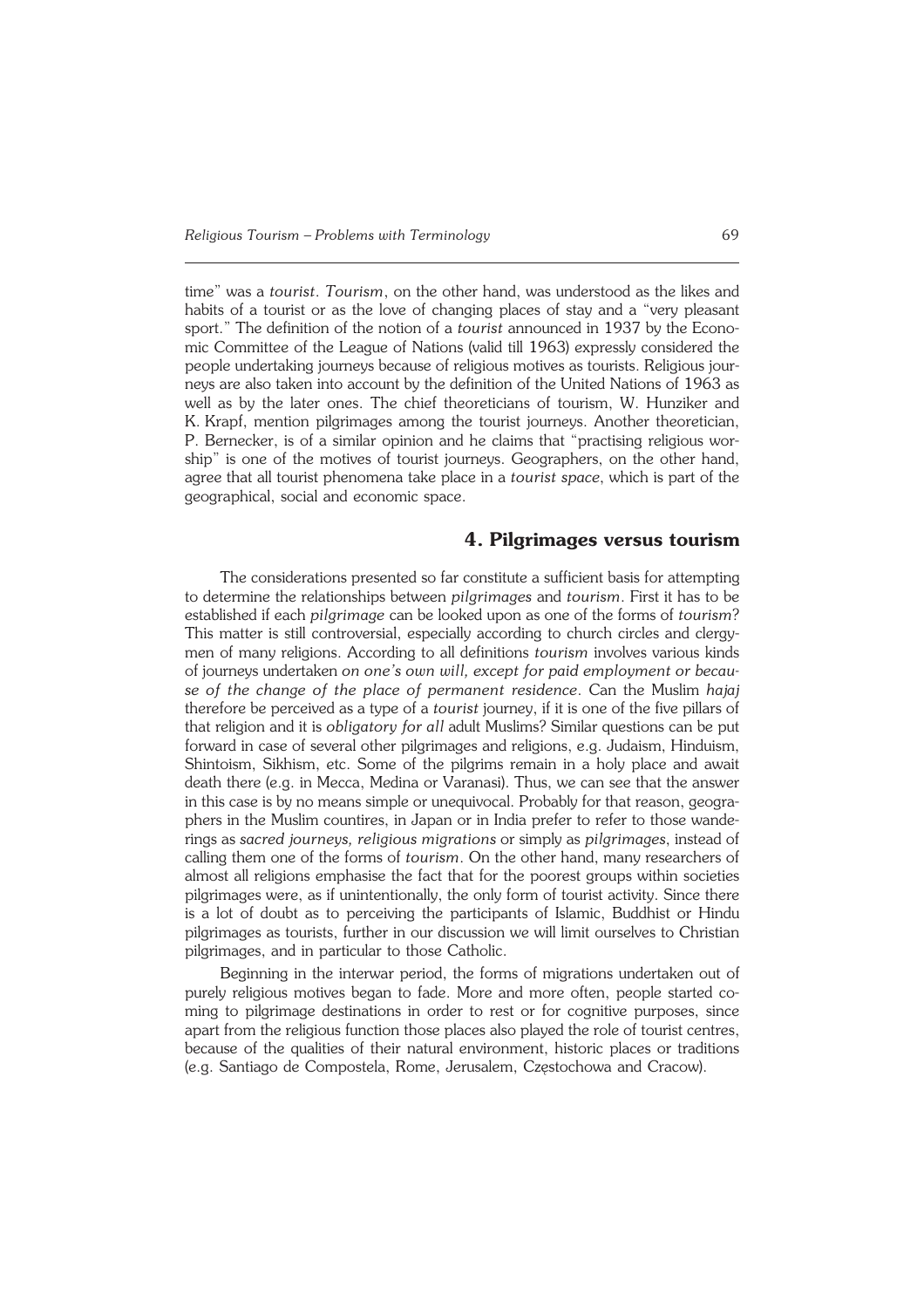time" was a *tourist*. *Tourism*, on the other hand, was understood as the likes and habits of a tourist or as the love of changing places of stay and a "very pleasant sport." The definition of the notion of a *tourist* announced in 1937 by the Economic Committee of the League of Nations (valid till 1963) expressly considered the people undertaking journeys because of religious motives as tourists. Religious journeys are also taken into account by the definition of the United Nations of 1963 as well as by the later ones. The chief theoreticians of tourism, W. Hunziker and K. Krapf, mention pilgrimages among the tourist journeys. Another theoretician, P. Bernecker, is of a similar opinion and he claims that "practising religious worship" is one of the motives of tourist journeys. Geographers, on the other hand, agree that all tourist phenomena take place in a *tourist space*, which is part of the geographical, social and economic space.

## 4. Pilgrimages versus tourism

The considerations presented so far constitute a sufficient basis for attempting to determine the relationships between *pilgrimages* and *tourism*. First it has to be established if each *pilgrimage* can be looked upon as one of the forms of *tourism*? This matter is still controversial, especially according to church circles and clergymen of many religions. According to all definitions *tourism* involves various kinds of journeys undertaken *on one's own will, except for paid employment or because of the change of the place of permanent residence*. Can the Muslim *hajaj* therefore be perceived as a type of a *tourist* journey, if it is one of the five pillars of that religion and it is *obligatory for all* adult Muslims? Similar questions can be put forward in case of several other pilgrimages and religions, e.g. Judaism, Hinduism, Shintoism, Sikhism, etc. Some of the pilgrims remain in a holy place and await death there (e.g. in Mecca, Medina or Varanasi). Thus, we can see that the answer in this case is by no means simple or unequivocal. Probably for that reason, geographers in the Muslim countires, in Japan or in India prefer to refer to those wanderings as *sacred journeys, religious migrations* or simply as *pilgrimages*, instead of calling them one of the forms of *tourism*. On the other hand, many researchers of almost all religions emphasise the fact that for the poorest groups within societies pilgrimages were, as if unintentionally, the only form of tourist activity. Since there is a lot of doubt as to perceiving the participants of Islamic, Buddhist or Hindu pilgrimages as tourists, further in our discussion we will limit ourselves to Christian pilgrimages, and in particular to those Catholic.

Beginning in the interwar period, the forms of migrations undertaken out of purely religious motives began to fade. More and more often, people started coming to pilgrimage destinations in order to rest or for cognitive purposes, since apart from the religious function those places also played the role of tourist centres, because of the qualities of their natural environment, historic places or traditions (e.g. Santiago de Compostela, Rome, Jerusalem, Częstochowa and Cracow).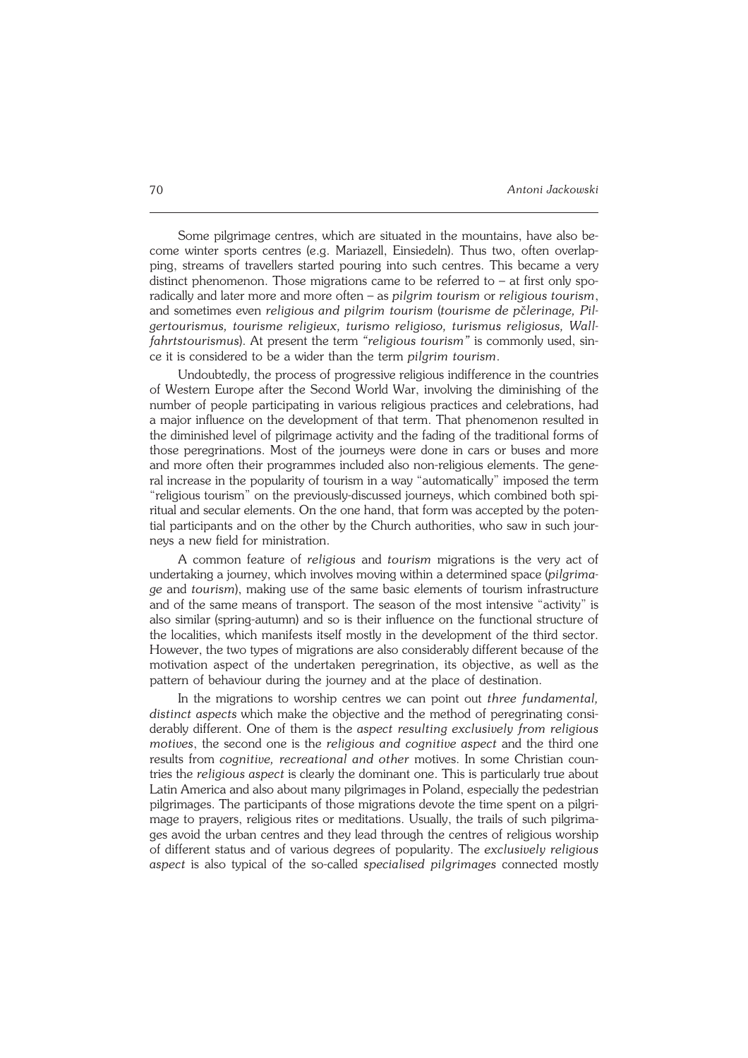Some pilgrimage centres, which are situated in the mountains, have also become winter sports centres (e.g. Mariazell, Einsiedeln). Thus two, often overlapping, streams of travellers started pouring into such centres. This became a very distinct phenomenon. Those migrations came to be referred to – at first only sporadically and later more and more often – as *pilgrim tourism* or *religious tourism*, and sometimes even *religious and pilgrim tourism* (*tourisme de pčlerinage, Pilgertourismus, tourisme religieux, turismo religioso, turismus religiosus, Wallfahrtstourismus*). At present the term *"religious tourism"* is commonly used, since it is considered to be a wider than the term *pilgrim tourism*.

Undoubtedly, the process of progressive religious indifference in the countries of Western Europe after the Second World War, involving the diminishing of the number of people participating in various religious practices and celebrations, had a major influence on the development of that term. That phenomenon resulted in the diminished level of pilgrimage activity and the fading of the traditional forms of those peregrinations. Most of the journeys were done in cars or buses and more and more often their programmes included also non-religious elements. The general increase in the popularity of tourism in a way "automatically" imposed the term "religious tourism" on the previously-discussed journeys, which combined both spiritual and secular elements. On the one hand, that form was accepted by the potential participants and on the other by the Church authorities, who saw in such journeys a new field for ministration.

A common feature of *religious* and *tourism* migrations is the very act of undertaking a journey, which involves moving within a determined space (*pilgrimage* and *tourism*), making use of the same basic elements of tourism infrastructure and of the same means of transport. The season of the most intensive "activity" is also similar (spring-autumn) and so is their influence on the functional structure of the localities, which manifests itself mostly in the development of the third sector. However, the two types of migrations are also considerably different because of the motivation aspect of the undertaken peregrination, its objective, as well as the pattern of behaviour during the journey and at the place of destination.

In the migrations to worship centres we can point out *three fundamental, distinct aspects* which make the objective and the method of peregrinating considerably different. One of them is the *aspect resulting exclusively from religious motives*, the second one is the *religious and cognitive aspect* and the third one results from *cognitive, recreational and other* motives. In some Christian countries the *religious aspect* is clearly the dominant one. This is particularly true about Latin America and also about many pilgrimages in Poland, especially the pedestrian pilgrimages. The participants of those migrations devote the time spent on a pilgrimage to prayers, religious rites or meditations. Usually, the trails of such pilgrimages avoid the urban centres and they lead through the centres of religious worship of different status and of various degrees of popularity. The *exclusively religious aspect* is also typical of the so-called *specialised pilgrimages* connected mostly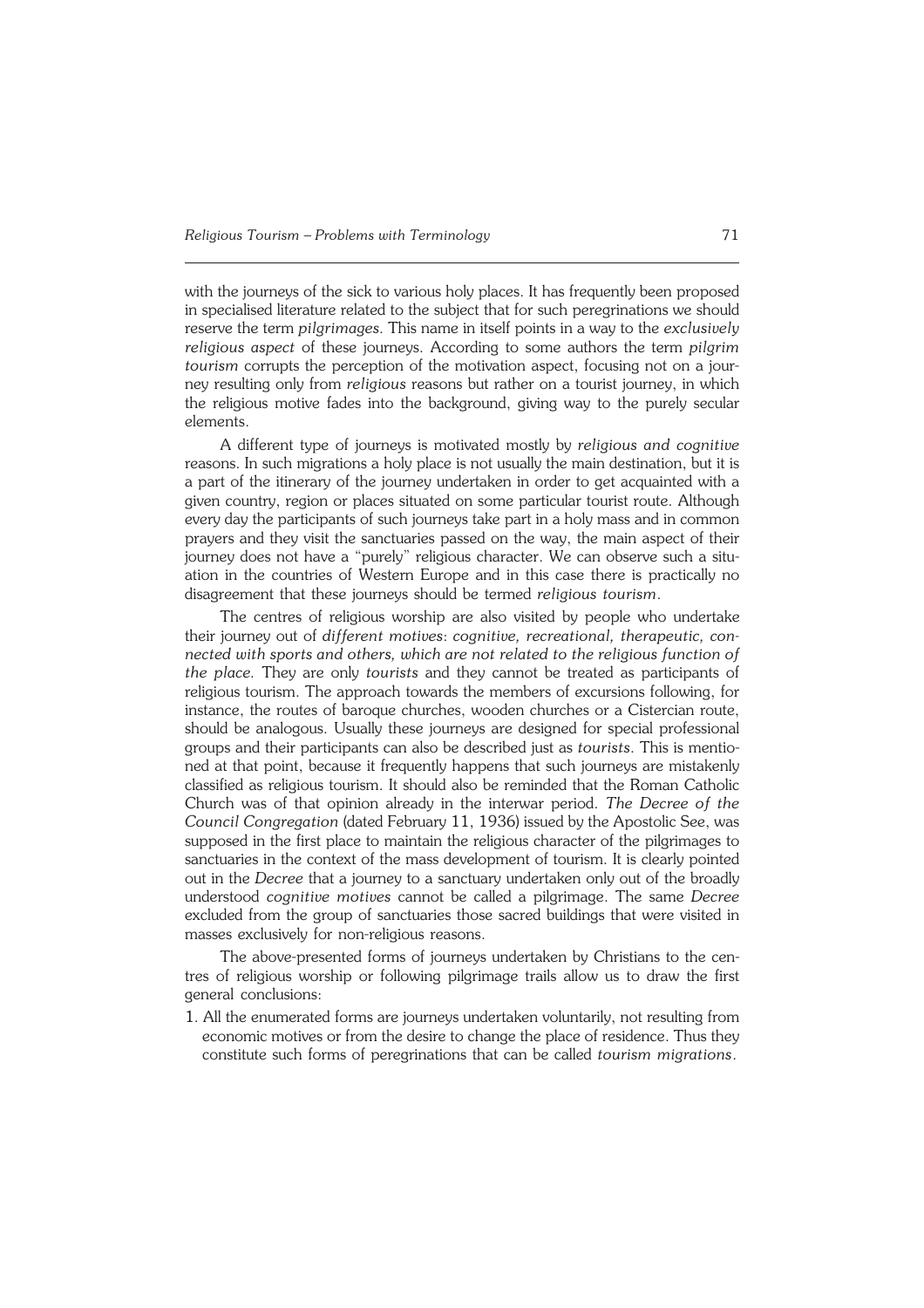with the journeys of the sick to various holy places. It has frequently been proposed in specialised literature related to the subject that for such peregrinations we should reserve the term *pilgrimages*. This name in itself points in a way to the *exclusively religious aspect* of these journeys. According to some authors the term *pilgrim tourism* corrupts the perception of the motivation aspect, focusing not on a journey resulting only from *religious* reasons but rather on a tourist journey, in which the religious motive fades into the background, giving way to the purely secular elements.

A different type of journeys is motivated mostly by *religious and cognitive* reasons. In such migrations a holy place is not usually the main destination, but it is a part of the itinerary of the journey undertaken in order to get acquainted with a given country, region or places situated on some particular tourist route. Although every day the participants of such journeys take part in a holy mass and in common prayers and they visit the sanctuaries passed on the way, the main aspect of their journey does not have a "purely" religious character. We can observe such a situation in the countries of Western Europe and in this case there is practically no disagreement that these journeys should be termed *religious tourism*.

The centres of religious worship are also visited by people who undertake their journey out of *different motives*: *cognitive, recreational, therapeutic, connected with sports and others, which are not related to the religious function of the place*. They are only *tourists* and they cannot be treated as participants of religious tourism. The approach towards the members of excursions following, for instance, the routes of baroque churches, wooden churches or a Cistercian route, should be analogous. Usually these journeys are designed for special professional groups and their participants can also be described just as *tourists*. This is mentioned at that point, because it frequently happens that such journeys are mistakenly classified as religious tourism. It should also be reminded that the Roman Catholic Church was of that opinion already in the interwar period. *The Decree of the Council Congregation* (dated February 11, 1936) issued by the Apostolic See, was supposed in the first place to maintain the religious character of the pilgrimages to sanctuaries in the context of the mass development of tourism. It is clearly pointed out in the *Decree* that a journey to a sanctuary undertaken only out of the broadly understood *cognitive motives* cannot be called a pilgrimage. The same *Decree* excluded from the group of sanctuaries those sacred buildings that were visited in masses exclusively for non-religious reasons.

The above-presented forms of journeys undertaken by Christians to the centres of religious worship or following pilgrimage trails allow us to draw the first general conclusions:

1. All the enumerated forms are journeys undertaken voluntarily, not resulting from economic motives or from the desire to change the place of residence. Thus they constitute such forms of peregrinations that can be called *tourism migrations*.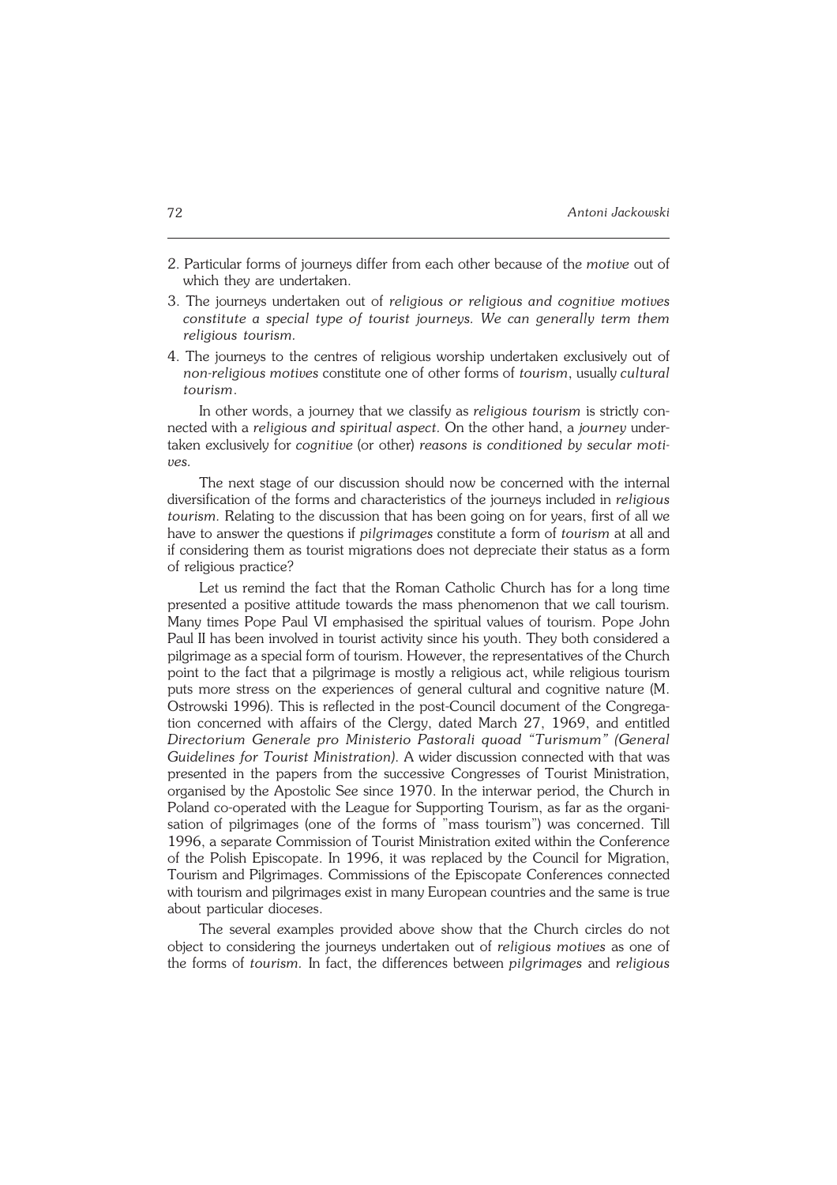2. Particular forms of journeys differ from each other because of the *motive* out of which they are undertaken.
3. The journeys undertaken out of *religious or religious and cognitive motives constitute a special type of tourist journeys. We can generally term them religious tourism.*
4. The journeys to the centres of religious worship undertaken exclusively out of *non-religious motives* constitute one of other forms of *tourism*, usually *cultural tourism*.

In other words, a journey that we classify as *religious tourism* is strictly connected with a *religious and spiritual aspect*. On the other hand, a *journey* undertaken exclusively for *cognitive* (or other) *reasons is conditioned by secular motives.*

The next stage of our discussion should now be concerned with the internal diversification of the forms and characteristics of the journeys included in *religious tourism*. Relating to the discussion that has been going on for years, first of all we have to answer the questions if *pilgrimages* constitute a form of *tourism* at all and if considering them as tourist migrations does not depreciate their status as a form of religious practice?

Let us remind the fact that the Roman Catholic Church has for a long time presented a positive attitude towards the mass phenomenon that we call tourism. Many times Pope Paul VI emphasised the spiritual values of tourism. Pope John Paul II has been involved in tourist activity since his youth. They both considered a pilgrimage as a special form of tourism. However, the representatives of the Church point to the fact that a pilgrimage is mostly a religious act, while religious tourism puts more stress on the experiences of general cultural and cognitive nature (M. Ostrowski 1996). This is reflected in the post-Council document of the Congregation concerned with affairs of the Clergy, dated March 27, 1969, and entitled *Directorium Generale pro Ministerio Pastorali quoad "Turismum" (General Guidelines for Tourist Ministration)*. A wider discussion connected with that was presented in the papers from the successive Congresses of Tourist Ministration, organised by the Apostolic See since 1970. In the interwar period, the Church in Poland co-operated with the League for Supporting Tourism, as far as the organisation of pilgrimages (one of the forms of "mass tourism") was concerned. Till 1996, a separate Commission of Tourist Ministration exited within the Conference of the Polish Episcopate. In 1996, it was replaced by the Council for Migration, Tourism and Pilgrimages. Commissions of the Episcopate Conferences connected with tourism and pilgrimages exist in many European countries and the same is true about particular dioceses.

The several examples provided above show that the Church circles do not object to considering the journeys undertaken out of *religious motives* as one of the forms of *tourism*. In fact, the differences between *pilgrimages* and *religious*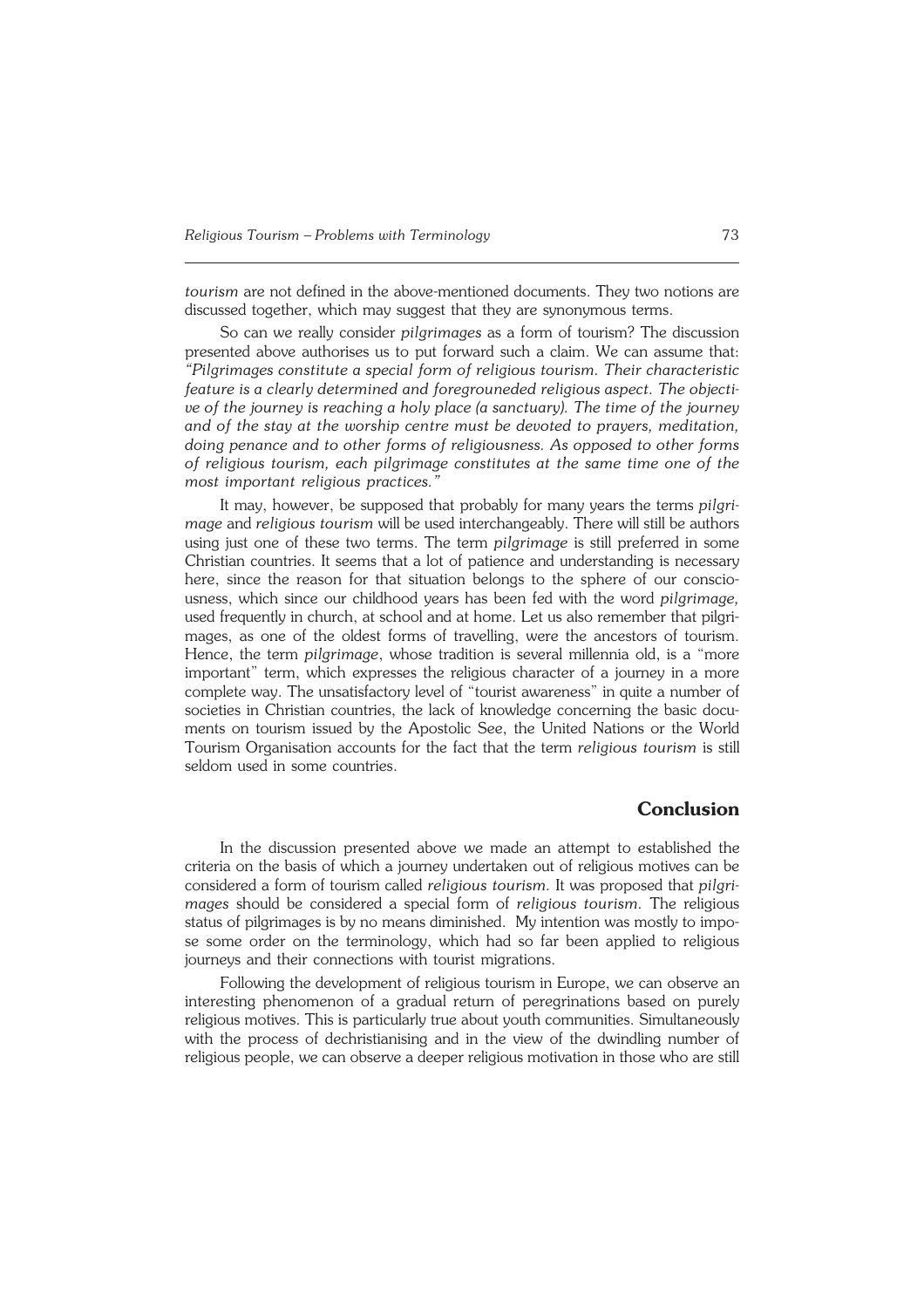*tourism* are not defined in the above-mentioned documents. They two notions are discussed together, which may suggest that they are synonymous terms.

So can we really consider *pilgrimages* as a form of tourism? The discussion presented above authorises us to put forward such a claim. We can assume that: *"Pilgrimages constitute a special form of religious tourism. Their characteristic feature is a clearly determined and foregrouneded religious aspect. The objective of the journey is reaching a holy place (a sanctuary). The time of the journey and of the stay at the worship centre must be devoted to prayers, meditation, doing penance and to other forms of religiousness. As opposed to other forms of religious tourism, each pilgrimage constitutes at the same time one of the most important religious practices."*

It may, however, be supposed that probably for many years the terms *pilgrimage* and *religious tourism* will be used interchangeably. There will still be authors using just one of these two terms. The term *pilgrimage* is still preferred in some Christian countries. It seems that a lot of patience and understanding is necessary here, since the reason for that situation belongs to the sphere of our consciousness, which since our childhood years has been fed with the word *pilgrimage,* used frequently in church, at school and at home. Let us also remember that pilgrimages, as one of the oldest forms of travelling, were the ancestors of tourism. Hence, the term *pilgrimage*, whose tradition is several millennia old, is a "more important" term, which expresses the religious character of a journey in a more complete way. The unsatisfactory level of "tourist awareness" in quite a number of societies in Christian countries, the lack of knowledge concerning the basic documents on tourism issued by the Apostolic See, the United Nations or the World Tourism Organisation accounts for the fact that the term *religious tourism* is still seldom used in some countries.

## Conclusion

In the discussion presented above we made an attempt to established the criteria on the basis of which a journey undertaken out of religious motives can be considered a form of tourism called *religious tourism*. It was proposed that *pilgrimages* should be considered a special form of *religious tourism*. The religious status of pilgrimages is by no means diminished. My intention was mostly to impose some order on the terminology, which had so far been applied to religious journeys and their connections with tourist migrations.

Following the development of religious tourism in Europe, we can observe an interesting phenomenon of a gradual return of peregrinations based on purely religious motives. This is particularly true about youth communities. Simultaneously with the process of dechristianising and in the view of the dwindling number of religious people, we can observe a deeper religious motivation in those who are still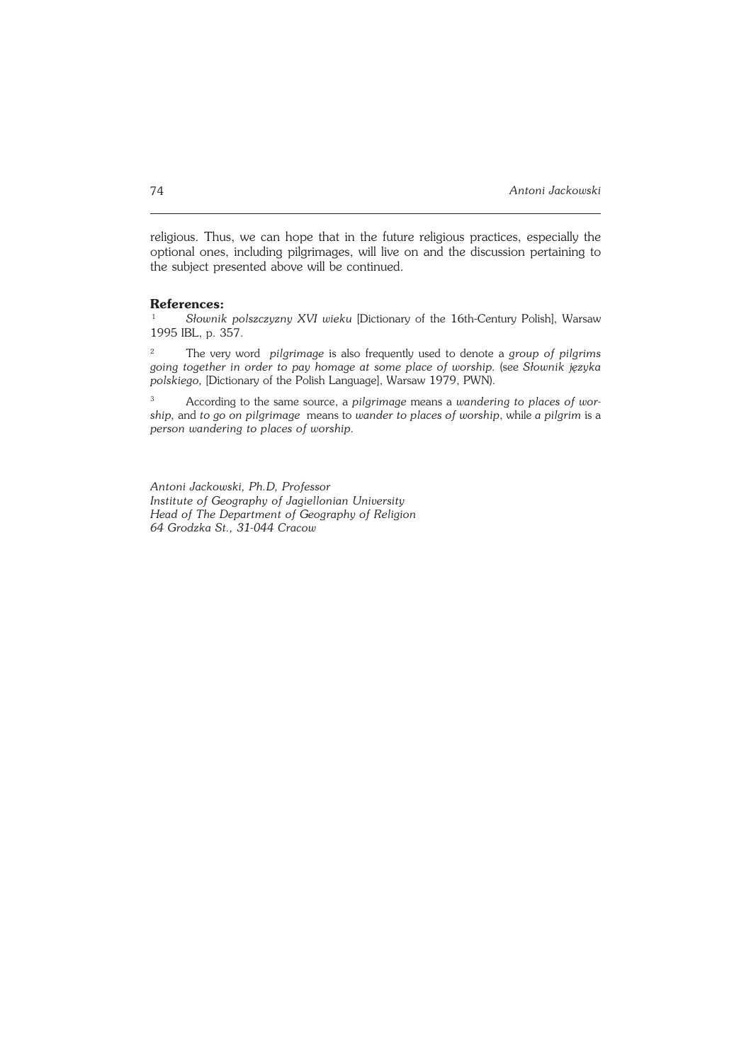religious. Thus, we can hope that in the future religious practices, especially the optional ones, including pilgrimages, will live on and the discussion pertaining to the subject presented above will be continued.

**References:**

[1] *Słownik polszczyzny XVI wieku* [Dictionary of the 16th-Century Polish], Warsaw 1995 IBL, p. 357.

[2] The very word *pilgrimage* is also frequently used to denote a *group of pilgrims going together in order to pay homage at some place of worship.* (see *Słownik języka polskiego,* [Dictionary of the Polish Language], Warsaw 1979, PWN).

[3] According to the same source, a *pilgrimage* means a *wandering to places of worship,* and *to go on pilgrimage* means to *wander to places of worship*, while *a pilgrim* is a *person wandering to places of worship.*

*Antoni Jackowski, Ph.D, Professor*
*Institute of Geography of Jagiellonian University*
*Head of The Department of Geography of Religion*
*64 Grodzka St., 31-044 Cracow*